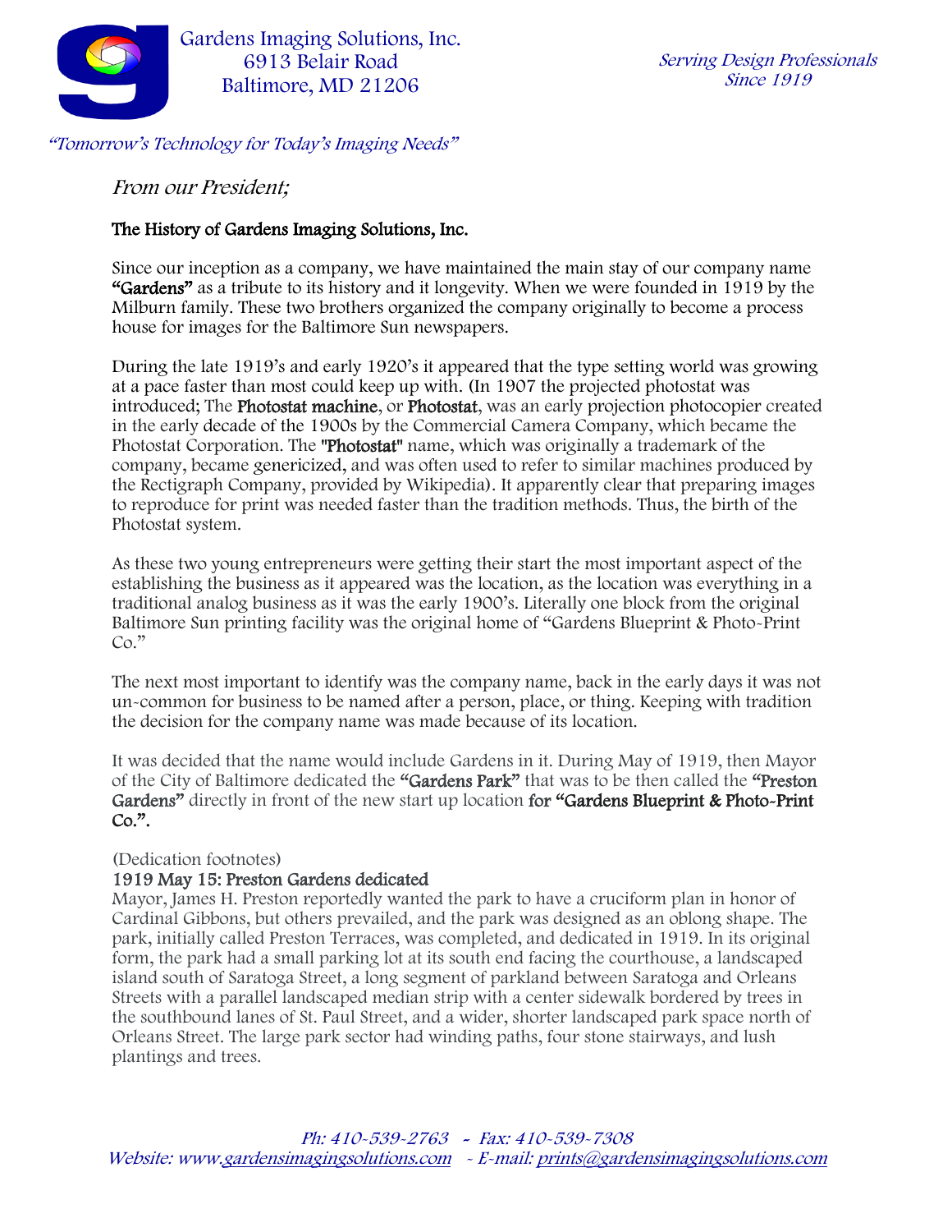Gardens Imaging Solutions, Inc.
6913 Belair Road
Baltimore, MD 21206

*Serving Design Professionals Since 1919*

*"Tomorrow's Technology for Today's Imaging Needs"*

*From our President;*

## The History of Gardens Imaging Solutions, Inc.

Since our inception as a company, we have maintained the main stay of our company name **"Gardens"** as a tribute to its history and it longevity. When we were founded in 1919 by the Milburn family. These two brothers organized the company originally to become a process house for images for the Baltimore Sun newspapers.

During the late 1919's and early 1920's it appeared that the type setting world was growing at a pace faster than most could keep up with. (In 1907 the projected photostat was introduced; The **Photostat machine**, or **Photostat**, was an early projection photocopier created in the early decade of the 1900s by the Commercial Camera Company, which became the Photostat Corporation. The **"Photostat"** name, which was originally a trademark of the company, became genericized, and was often used to refer to similar machines produced by the Rectigraph Company, provided by Wikipedia). It apparently clear that preparing images to reproduce for print was needed faster than the tradition methods. Thus, the birth of the Photostat system.

As these two young entrepreneurs were getting their start the most important aspect of the establishing the business as it appeared was the location, as the location was everything in a traditional analog business as it was the early 1900's. Literally one block from the original Baltimore Sun printing facility was the original home of "Gardens Blueprint & Photo-Print Co."

The next most important to identify was the company name, back in the early days it was not un-common for business to be named after a person, place, or thing. Keeping with tradition the decision for the company name was made because of its location.

It was decided that the name would include Gardens in it. During May of 1919, then Mayor of the City of Baltimore dedicated the **"Gardens Park"** that was to be then called the **"Preston Gardens"** directly in front of the new start up location **for "Gardens Blueprint & Photo-Print Co.".**

(Dedication footnotes)

**1919 May 15: Preston Gardens dedicated**

Mayor, James H. Preston reportedly wanted the park to have a cruciform plan in honor of Cardinal Gibbons, but others prevailed, and the park was designed as an oblong shape. The park, initially called Preston Terraces, was completed, and dedicated in 1919. In its original form, the park had a small parking lot at its south end facing the courthouse, a landscaped island south of Saratoga Street, a long segment of parkland between Saratoga and Orleans Streets with a parallel landscaped median strip with a center sidewalk bordered by trees in the southbound lanes of St. Paul Street, and a wider, shorter landscaped park space north of Orleans Street. The large park sector had winding paths, four stone stairways, and lush plantings and trees.

*Ph: 410-539-2763 ~ Fax: 410-539-7308*
*Website: www.gardensimagingsolutions.com ~ E-mail: prints@gardensimagingsolutions.com*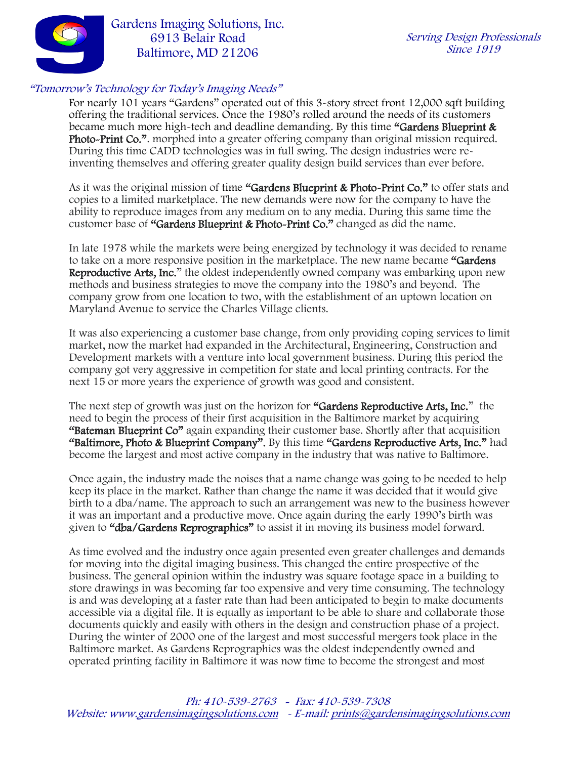*"Tomorrow's Technology for Today's Imaging Needs"*

For nearly 101 years "Gardens" operated out of this 3-story street front 12,000 sqft building offering the traditional services. Once the 1980's rolled around the needs of its customers became much more high-tech and deadline demanding. By this time **"Gardens Blueprint & Photo-Print Co."**. morphed into a greater offering company than original mission required. During this time CADD technologies was in full swing. The design industries were re-inventing themselves and offering greater quality design build services than ever before.

As it was the original mission of time **"Gardens Blueprint & Photo-Print Co."** to offer stats and copies to a limited marketplace. The new demands were now for the company to have the ability to reproduce images from any medium on to any media. During this same time the customer base of **"Gardens Blueprint & Photo-Print Co."** changed as did the name.

In late 1978 while the markets were being energized by technology it was decided to rename to take on a more responsive position in the marketplace. The new name became **"Gardens Reproductive Arts, Inc.**" the oldest independently owned company was embarking upon new methods and business strategies to move the company into the 1980's and beyond. The company grow from one location to two, with the establishment of an uptown location on Maryland Avenue to service the Charles Village clients.

It was also experiencing a customer base change, from only providing coping services to limit market, now the market had expanded in the Architectural, Engineering, Construction and Development markets with a venture into local government business. During this period the company got very aggressive in competition for state and local printing contracts. For the next 15 or more years the experience of growth was good and consistent.

The next step of growth was just on the horizon for **"Gardens Reproductive Arts, Inc.**" the need to begin the process of their first acquisition in the Baltimore market by acquiring **"Bateman Blueprint Co"** again expanding their customer base. Shortly after that acquisition **"Baltimore, Photo & Blueprint Company"**. By this time **"Gardens Reproductive Arts, Inc."** had become the largest and most active company in the industry that was native to Baltimore.

Once again, the industry made the noises that a name change was going to be needed to help keep its place in the market. Rather than change the name it was decided that it would give birth to a dba/name. The approach to such an arrangement was new to the business however it was an important and a productive move. Once again during the early 1990's birth was given to **"dba/Gardens Reprographics"** to assist it in moving its business model forward.

As time evolved and the industry once again presented even greater challenges and demands for moving into the digital imaging business. This changed the entire prospective of the business. The general opinion within the industry was square footage space in a building to store drawings in was becoming far too expensive and very time consuming. The technology is and was developing at a faster rate than had been anticipated to begin to make documents accessible via a digital file. It is equally as important to be able to share and collaborate those documents quickly and easily with others in the design and construction phase of a project. During the winter of 2000 one of the largest and most successful mergers took place in the Baltimore market. As Gardens Reprographics was the oldest independently owned and operated printing facility in Baltimore it was now time to become the strongest and most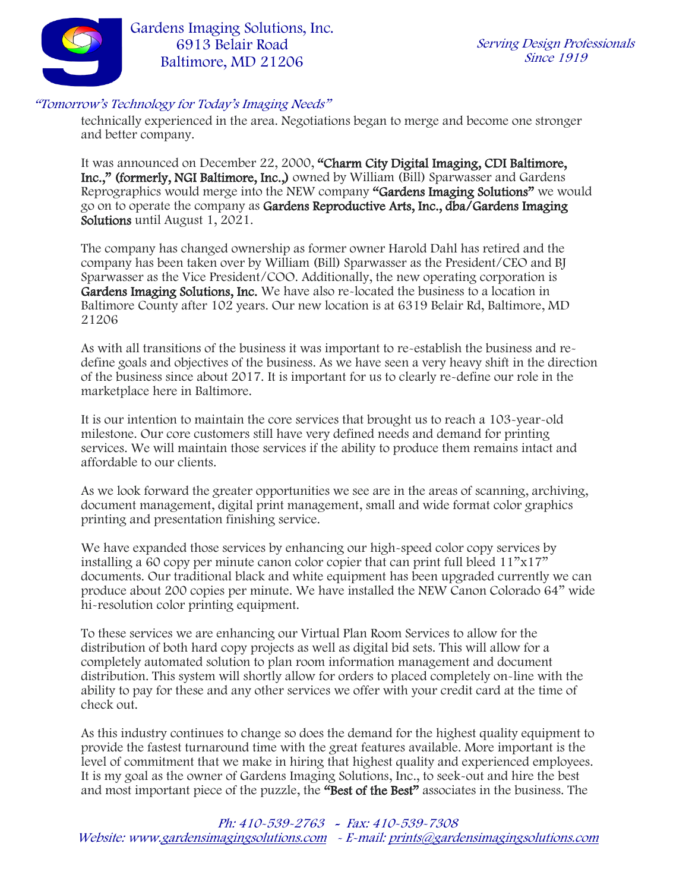technically experienced in the area. Negotiations began to merge and become one stronger and better company.

It was announced on December 22, 2000, **"Charm City Digital Imaging, CDI Baltimore, Inc.," (formerly, NGI Baltimore, Inc.,)** owned by William (Bill) Sparwasser and Gardens Reprographics would merge into the NEW company **"Gardens Imaging Solutions"** we would go on to operate the company as **Gardens Reproductive Arts, Inc., dba/Gardens Imaging Solutions** until August 1, 2021.

The company has changed ownership as former owner Harold Dahl has retired and the company has been taken over by William (Bill) Sparwasser as the President/CEO and BJ Sparwasser as the Vice President/COO. Additionally, the new operating corporation is **Gardens Imaging Solutions, Inc.** We have also re-located the business to a location in Baltimore County after 102 years. Our new location is at 6319 Belair Rd, Baltimore, MD 21206

As with all transitions of the business it was important to re-establish the business and re-define goals and objectives of the business. As we have seen a very heavy shift in the direction of the business since about 2017. It is important for us to clearly re-define our role in the marketplace here in Baltimore.

It is our intention to maintain the core services that brought us to reach a 103-year-old milestone. Our core customers still have very defined needs and demand for printing services. We will maintain those services if the ability to produce them remains intact and affordable to our clients.

As we look forward the greater opportunities we see are in the areas of scanning, archiving, document management, digital print management, small and wide format color graphics printing and presentation finishing service.

We have expanded those services by enhancing our high-speed color copy services by installing a 60 copy per minute canon color copier that can print full bleed 11"x17" documents. Our traditional black and white equipment has been upgraded currently we can produce about 200 copies per minute. We have installed the NEW Canon Colorado 64" wide hi-resolution color printing equipment.

To these services we are enhancing our Virtual Plan Room Services to allow for the distribution of both hard copy projects as well as digital bid sets. This will allow for a completely automated solution to plan room information management and document distribution. This system will shortly allow for orders to placed completely on-line with the ability to pay for these and any other services we offer with your credit card at the time of check out.

As this industry continues to change so does the demand for the highest quality equipment to provide the fastest turnaround time with the great features available. More important is the level of commitment that we make in hiring that highest quality and experienced employees. It is my goal as the owner of Gardens Imaging Solutions, Inc., to seek-out and hire the best and most important piece of the puzzle, the **"Best of the Best"** associates in the business. The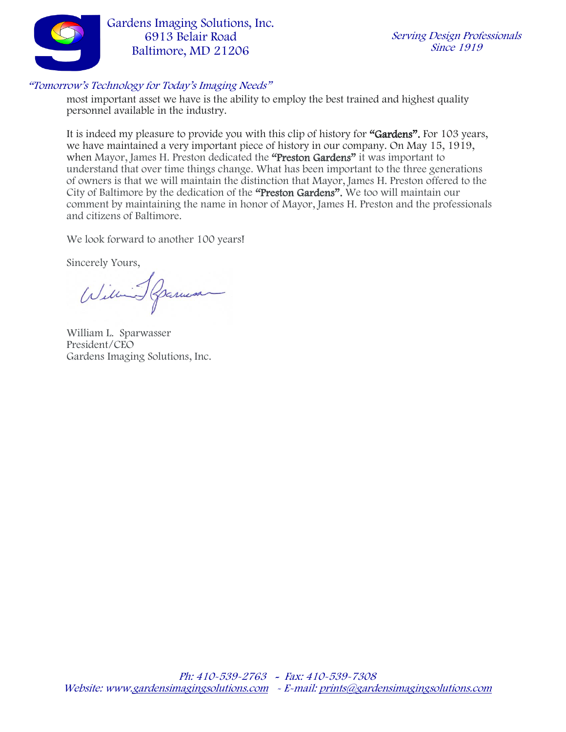most important asset we have is the ability to employ the best trained and highest quality personnel available in the industry.

It is indeed my pleasure to provide you with this clip of history for **"Gardens"**. For 103 years, we have maintained a very important piece of history in our company. On May 15, 1919, when Mayor, James H. Preston dedicated the **"Preston Gardens"** it was important to understand that over time things change. What has been important to the three generations of owners is that we will maintain the distinction that Mayor, James H. Preston offered to the City of Baltimore by the dedication of the **"Preston Gardens"**. We too will maintain our comment by maintaining the name in honor of Mayor, James H. Preston and the professionals and citizens of Baltimore.

We look forward to another 100 years!

Sincerely Yours,

William L. Sparwasser
President/CEO
Gardens Imaging Solutions, Inc.